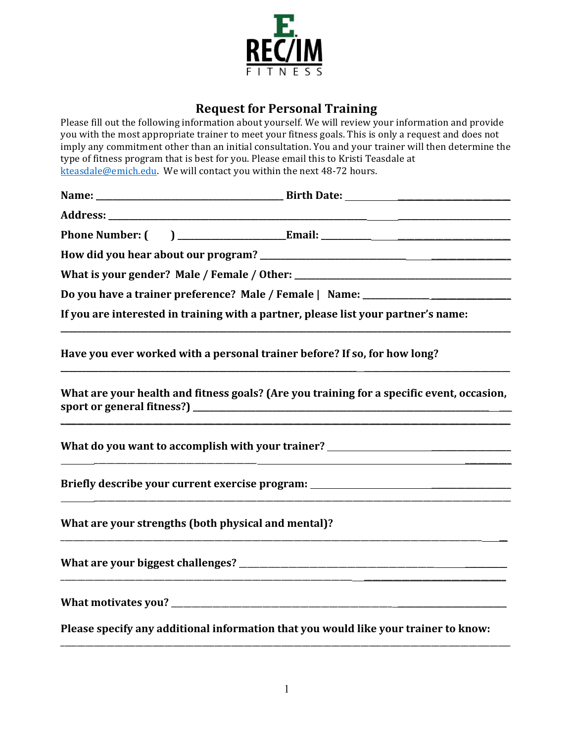E. REC/IM FITNESS

# Request for Personal Training

Please fill out the following information about yourself. We will review your information and provide you with the most appropriate trainer to meet your fitness goals. This is only a request and does not imply any commitment other than an initial consultation. You and your trainer will then determine the type of fitness program that is best for you. Please email this to Kristi Teasdale at kteasdale@emich.edu. We will contact you within the next 48-72 hours.

**Name:** ________________________________ **Birth Date:** ________________________

**Address:** ____________________________________________________________________

**Phone Number: (    )** __________________ **Email:** ___________________________

**How did you hear about our program?** _______________________________________

**What is your gender? Male / Female / Other:** _______________________________

**Do you have a trainer preference? Male / Female | Name:** ____________________

**If you are interested in training with a partner, please list your partner's name:**

______________________________________________________________________________

**Have you ever worked with a personal trainer before? If so, for how long?**

______________________________________________________________________________

**What are your health and fitness goals? (Are you training for a specific event, occasion, sport or general fitness?)** ____________________________________________

______________________________________________________________________________

**What do you want to accomplish with your trainer?** __________________________

______________________________________________________________________________

**Briefly describe your current exercise program:** ____________________________

______________________________________________________________________________

**What are your strengths (both physical and mental)?**

______________________________________________________________________________

**What are your biggest challenges?** __________________________________________

______________________________________________________________________________

**What motivates you?** _______________________________________________________

**Please specify any additional information that you would like your trainer to know:**

______________________________________________________________________________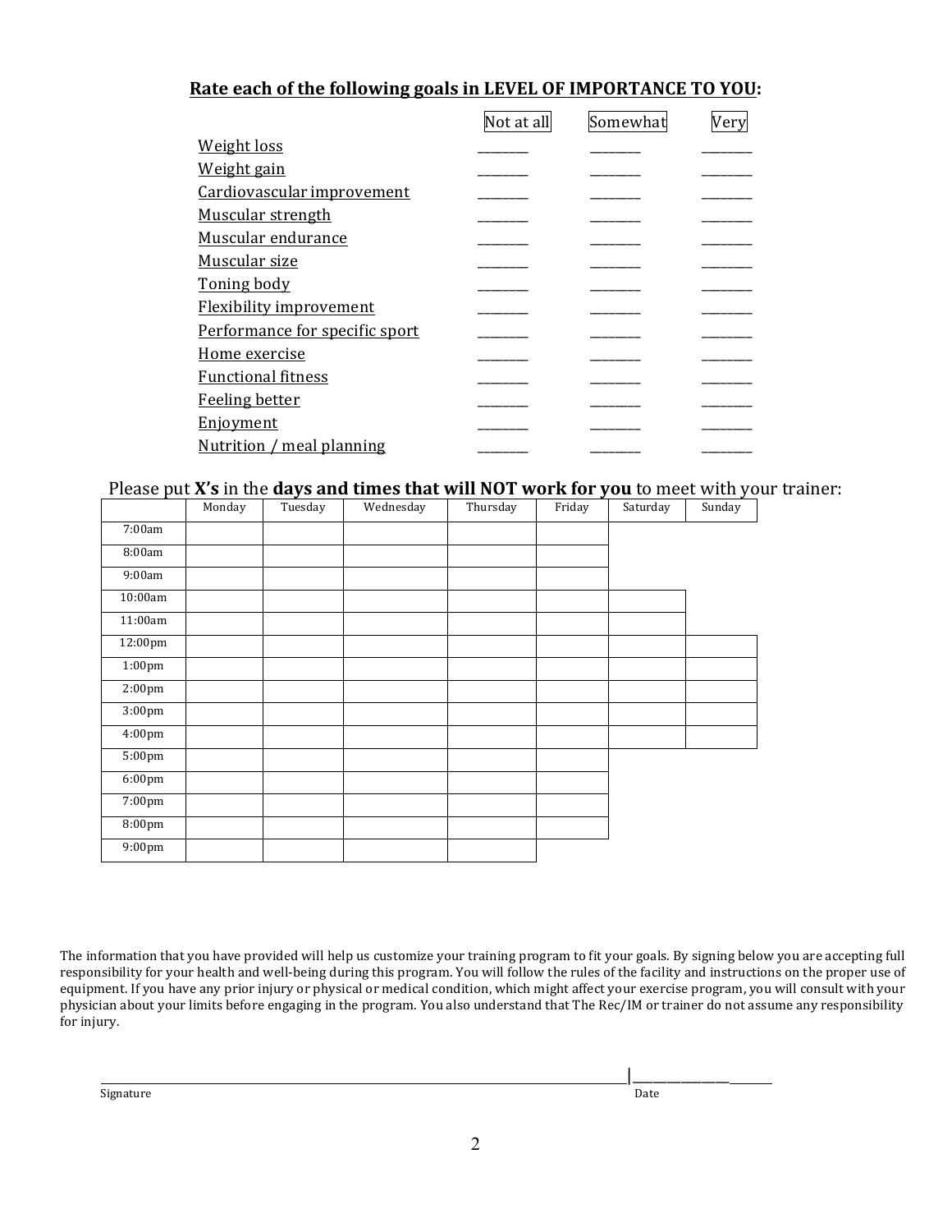**Rate each of the following goals in LEVEL OF IMPORTANCE TO YOU:**

| | Not at all | Somewhat | Very |
|---|---|---|---|
| Weight loss | ______ | ______ | ______ |
| Weight gain | ______ | ______ | ______ |
| Cardiovascular improvement | ______ | ______ | ______ |
| Muscular strength | ______ | ______ | ______ |
| Muscular endurance | ______ | ______ | ______ |
| Muscular size | ______ | ______ | ______ |
| Toning body | ______ | ______ | ______ |
| Flexibility improvement | ______ | ______ | ______ |
| Performance for specific sport | ______ | ______ | ______ |
| Home exercise | ______ | ______ | ______ |
| Functional fitness | ______ | ______ | ______ |
| Feeling better | ______ | ______ | ______ |
| Enjoyment | ______ | ______ | ______ |
| Nutrition / meal planning | ______ | ______ | ______ |

Please put **X's** in the **days and times that will NOT work for you** to meet with your trainer:

| | Monday | Tuesday | Wednesday | Thursday | Friday | Saturday | Sunday |
|---|---|---|---|---|---|---|---|
| 7:00am | | | | | | | |
| 8:00am | | | | | | | |
| 9:00am | | | | | | | |
| 10:00am | | | | | | | |
| 11:00am | | | | | | | |
| 12:00pm | | | | | | | |
| 1:00pm | | | | | | | |
| 2:00pm | | | | | | | |
| 3:00pm | | | | | | | |
| 4:00pm | | | | | | | |
| 5:00pm | | | | | | | |
| 6:00pm | | | | | | | |
| 7:00pm | | | | | | | |
| 8:00pm | | | | | | | |
| 9:00pm | | | | | | | |

The information that you have provided will help us customize your training program to fit your goals. By signing below you are accepting full responsibility for your health and well-being during this program. You will follow the rules of the facility and instructions on the proper use of equipment. If you have any prior injury or physical or medical condition, which might affect your exercise program, you will consult with your physician about your limits before engaging in the program. You also understand that The Rec/IM or trainer do not assume any responsibility for injury.

______________________________________________________________ | ____________________

Signature Date